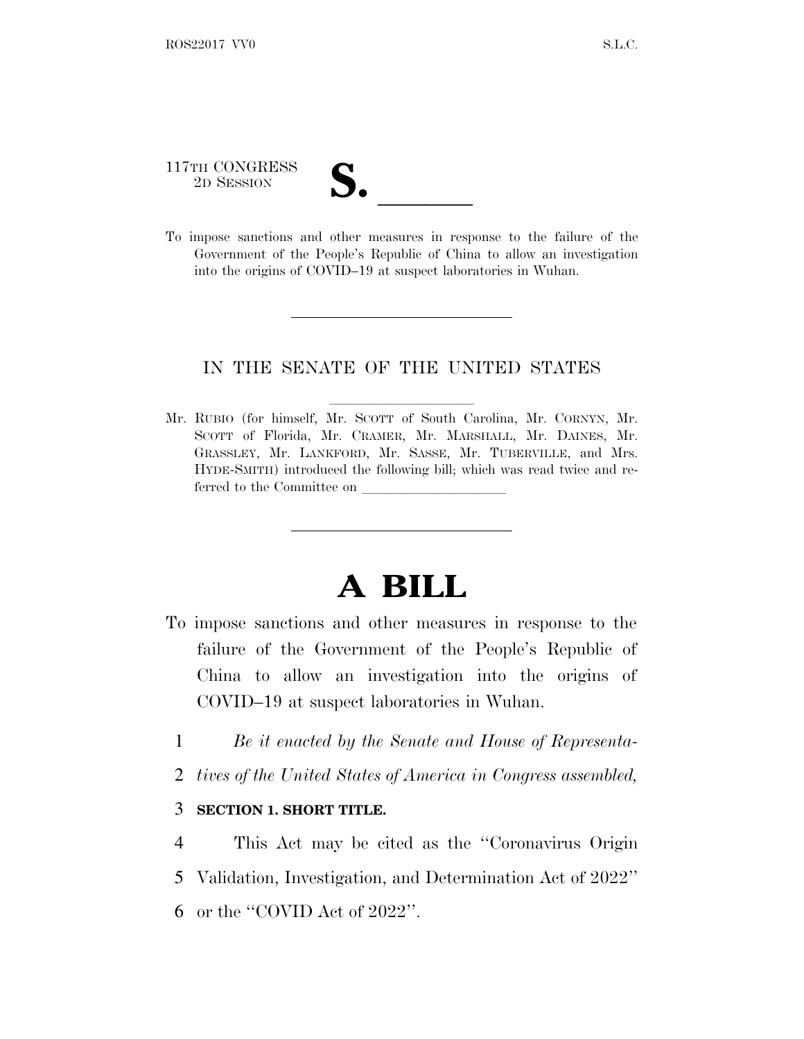117TH CONGRESS
2D SESSION

# S. \_\_\_\_\_\_

To impose sanctions and other measures in response to the failure of the Government of the People's Republic of China to allow an investigation into the origins of COVID–19 at suspect laboratories in Wuhan.

---

IN THE SENATE OF THE UNITED STATES

---

Mr. RUBIO (for himself, Mr. SCOTT of South Carolina, Mr. CORNYN, Mr. SCOTT of Florida, Mr. CRAMER, Mr. MARSHALL, Mr. DAINES, Mr. GRASSLEY, Mr. LANKFORD, Mr. SASSE, Mr. TUBERVILLE, and Mrs. HYDE-SMITH) introduced the following bill; which was read twice and referred to the Committee on \_\_\_\_\_\_\_\_\_\_\_\_\_\_\_\_\_\_\_\_

---

# A BILL

To impose sanctions and other measures in response to the failure of the Government of the People's Republic of China to allow an investigation into the origins of COVID–19 at suspect laboratories in Wuhan.

1 *Be it enacted by the Senate and House of Representa-*
2 *tives of the United States of America in Congress assembled,*

3 **SECTION 1. SHORT TITLE.**

4 This Act may be cited as the ''Coronavirus Origin
5 Validation, Investigation, and Determination Act of 2022''
6 or the ''COVID Act of 2022''.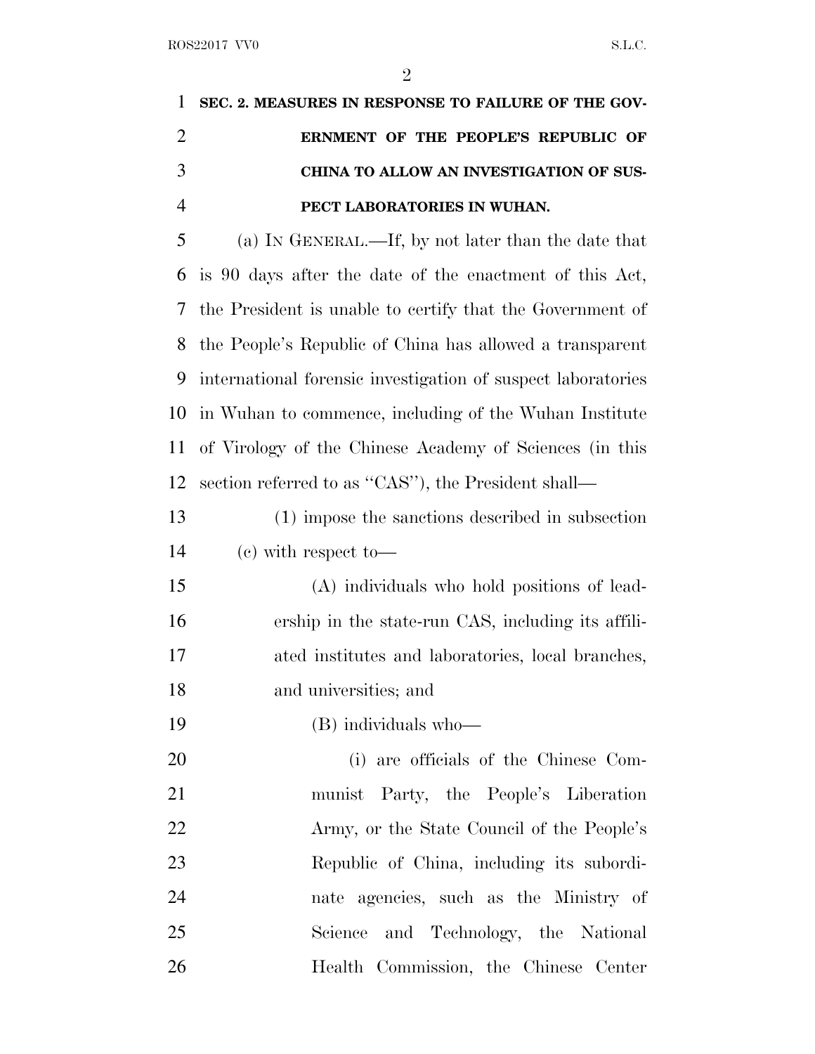**SEC. 2. MEASURES IN RESPONSE TO FAILURE OF THE GOVERNMENT OF THE PEOPLE'S REPUBLIC OF CHINA TO ALLOW AN INVESTIGATION OF SUSPECT LABORATORIES IN WUHAN.**

(a) IN GENERAL.—If, by not later than the date that is 90 days after the date of the enactment of this Act, the President is unable to certify that the Government of the People's Republic of China has allowed a transparent international forensic investigation of suspect laboratories in Wuhan to commence, including of the Wuhan Institute of Virology of the Chinese Academy of Sciences (in this section referred to as "CAS"), the President shall—

(1) impose the sanctions described in subsection (c) with respect to—

(A) individuals who hold positions of leadership in the state-run CAS, including its affiliated institutes and laboratories, local branches, and universities; and

(B) individuals who—

(i) are officials of the Chinese Communist Party, the People's Liberation Army, or the State Council of the People's Republic of China, including its subordinate agencies, such as the Ministry of Science and Technology, the National Health Commission, the Chinese Center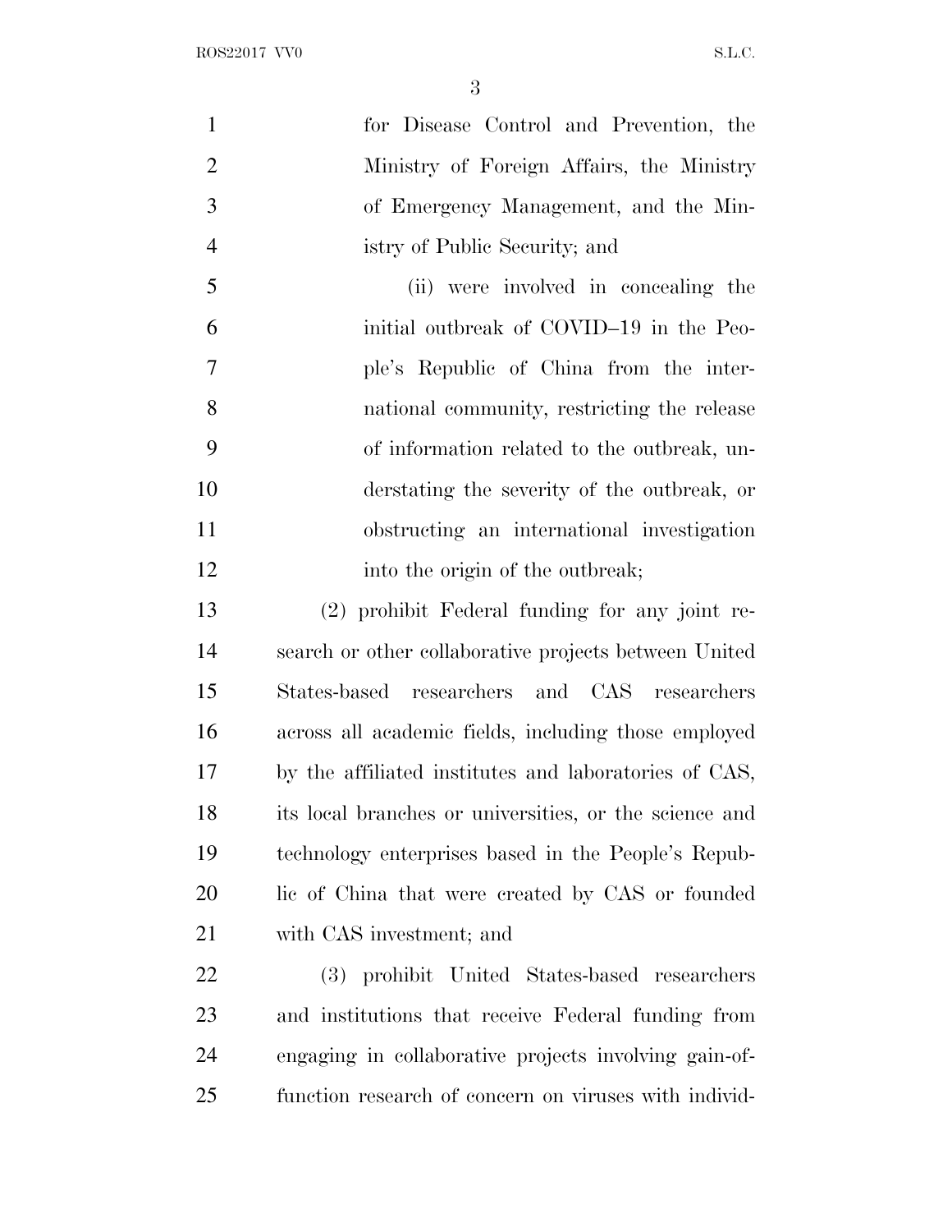for Disease Control and Prevention, the Ministry of Foreign Affairs, the Ministry of Emergency Management, and the Ministry of Public Security; and

(ii) were involved in concealing the initial outbreak of COVID–19 in the People's Republic of China from the international community, restricting the release of information related to the outbreak, understating the severity of the outbreak, or obstructing an international investigation into the origin of the outbreak;

(2) prohibit Federal funding for any joint research or other collaborative projects between United States-based researchers and CAS researchers across all academic fields, including those employed by the affiliated institutes and laboratories of CAS, its local branches or universities, or the science and technology enterprises based in the People's Republic of China that were created by CAS or founded with CAS investment; and

(3) prohibit United States-based researchers and institutions that receive Federal funding from engaging in collaborative projects involving gain-of-function research of concern on viruses with individ-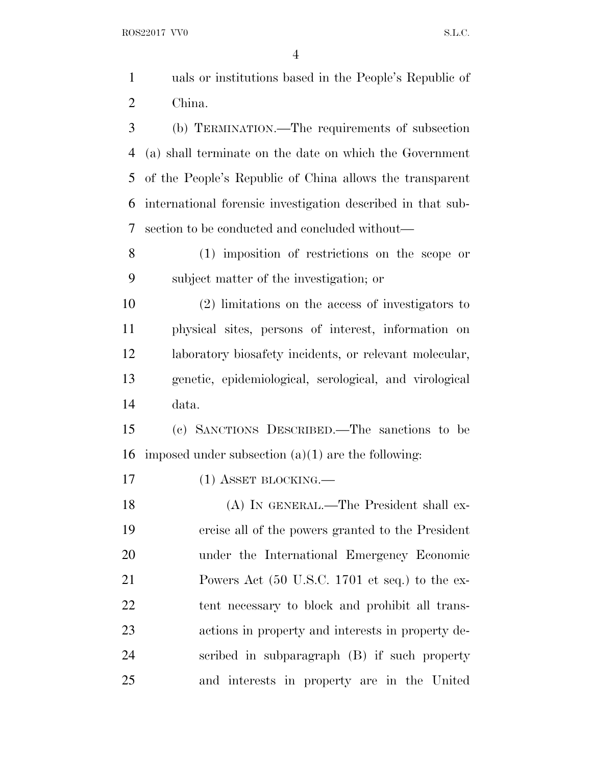uals or institutions based in the People's Republic of China.

(b) TERMINATION.—The requirements of subsection (a) shall terminate on the date on which the Government of the People's Republic of China allows the transparent international forensic investigation described in that subsection to be conducted and concluded without—

(1) imposition of restrictions on the scope or subject matter of the investigation; or

(2) limitations on the access of investigators to physical sites, persons of interest, information on laboratory biosafety incidents, or relevant molecular, genetic, epidemiological, serological, and virological data.

(c) SANCTIONS DESCRIBED.—The sanctions to be imposed under subsection (a)(1) are the following:

(1) ASSET BLOCKING.—

(A) IN GENERAL.—The President shall exercise all of the powers granted to the President under the International Emergency Economic Powers Act (50 U.S.C. 1701 et seq.) to the extent necessary to block and prohibit all transactions in property and interests in property described in subparagraph (B) if such property and interests in property are in the United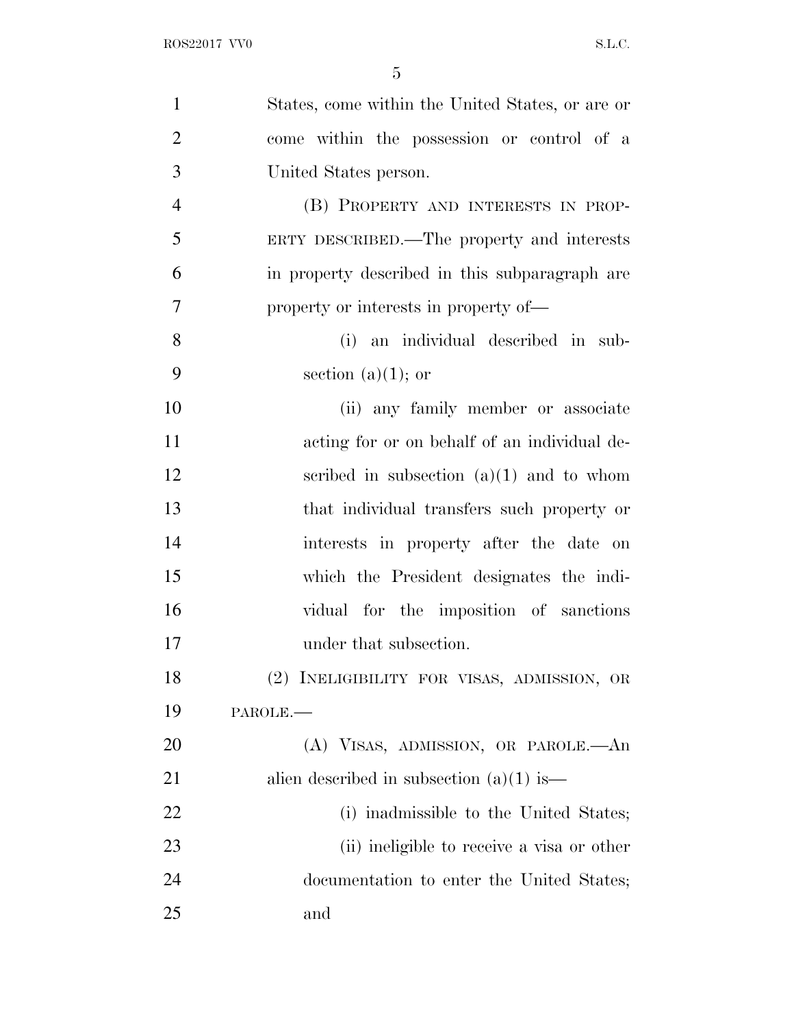States, come within the United States, or are or come within the possession or control of a United States person.

(B) PROPERTY AND INTERESTS IN PROPERTY DESCRIBED.—The property and interests in property described in this subparagraph are property or interests in property of—

(i) an individual described in subsection (a)(1); or

(ii) any family member or associate acting for or on behalf of an individual described in subsection (a)(1) and to whom that individual transfers such property or interests in property after the date on which the President designates the individual for the imposition of sanctions under that subsection.

(2) INELIGIBILITY FOR VISAS, ADMISSION, OR PAROLE.—

(A) VISAS, ADMISSION, OR PAROLE.—An alien described in subsection (a)(1) is—

(i) inadmissible to the United States;

(ii) ineligible to receive a visa or other documentation to enter the United States; and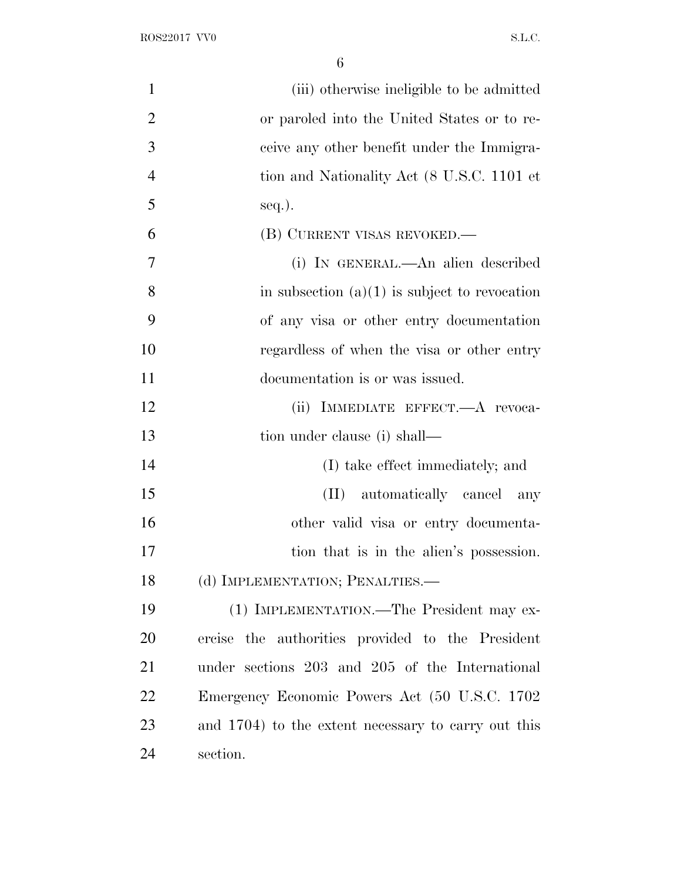(iii) otherwise ineligible to be admitted or paroled into the United States or to receive any other benefit under the Immigration and Nationality Act (8 U.S.C. 1101 et seq.).

(B) CURRENT VISAS REVOKED.—

(i) IN GENERAL.—An alien described in subsection (a)(1) is subject to revocation of any visa or other entry documentation regardless of when the visa or other entry documentation is or was issued.

(ii) IMMEDIATE EFFECT.—A revocation under clause (i) shall—

(I) take effect immediately; and

(II) automatically cancel any other valid visa or entry documentation that is in the alien's possession.

(d) IMPLEMENTATION; PENALTIES.—

(1) IMPLEMENTATION.—The President may exercise the authorities provided to the President under sections 203 and 205 of the International Emergency Economic Powers Act (50 U.S.C. 1702 and 1704) to the extent necessary to carry out this section.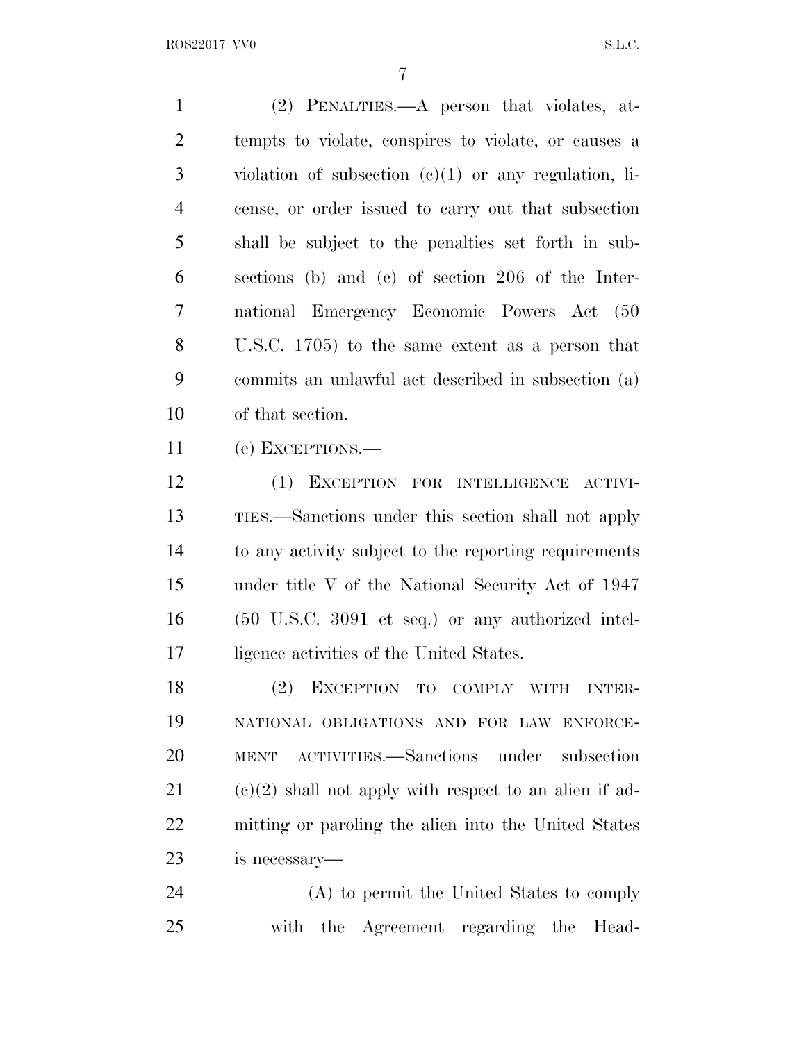(2) PENALTIES.—A person that violates, attempts to violate, conspires to violate, or causes a violation of subsection (c)(1) or any regulation, license, or order issued to carry out that subsection shall be subject to the penalties set forth in subsections (b) and (c) of section 206 of the International Emergency Economic Powers Act (50 U.S.C. 1705) to the same extent as a person that commits an unlawful act described in subsection (a) of that section.

(e) EXCEPTIONS.—

(1) EXCEPTION FOR INTELLIGENCE ACTIVITIES.—Sanctions under this section shall not apply to any activity subject to the reporting requirements under title V of the National Security Act of 1947 (50 U.S.C. 3091 et seq.) or any authorized intelligence activities of the United States.

(2) EXCEPTION TO COMPLY WITH INTERNATIONAL OBLIGATIONS AND FOR LAW ENFORCEMENT ACTIVITIES.—Sanctions under subsection (c)(2) shall not apply with respect to an alien if admitting or paroling the alien into the United States is necessary—

(A) to permit the United States to comply with the Agreement regarding the Head-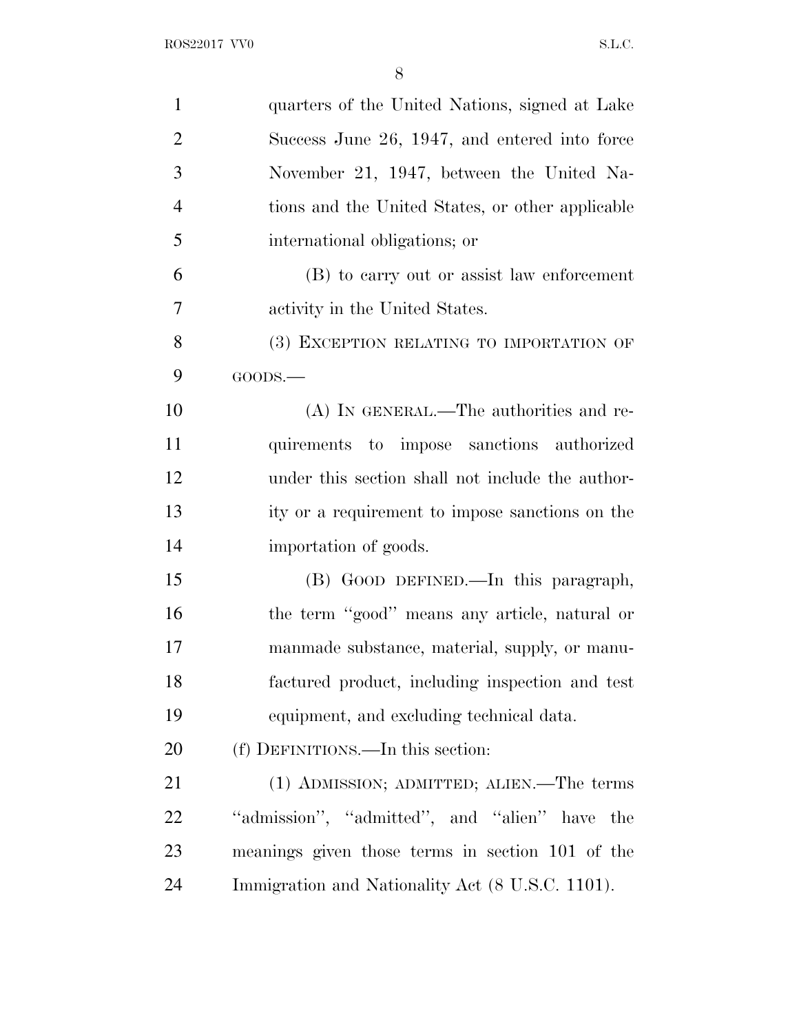quarters of the United Nations, signed at Lake Success June 26, 1947, and entered into force November 21, 1947, between the United Nations and the United States, or other applicable international obligations; or

(B) to carry out or assist law enforcement activity in the United States.

(3) EXCEPTION RELATING TO IMPORTATION OF GOODS.—

(A) IN GENERAL.—The authorities and requirements to impose sanctions authorized under this section shall not include the authority or a requirement to impose sanctions on the importation of goods.

(B) GOOD DEFINED.—In this paragraph, the term ''good'' means any article, natural or manmade substance, material, supply, or manufactured product, including inspection and test equipment, and excluding technical data.

(f) DEFINITIONS.—In this section:

(1) ADMISSION; ADMITTED; ALIEN.—The terms ''admission'', ''admitted'', and ''alien'' have the meanings given those terms in section 101 of the Immigration and Nationality Act (8 U.S.C. 1101).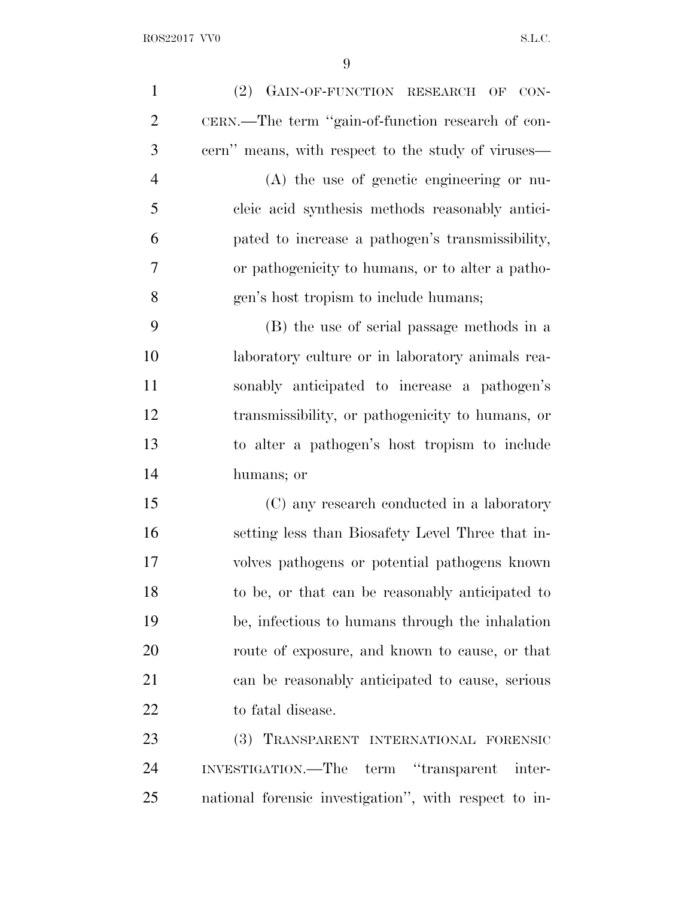(2) GAIN-OF-FUNCTION RESEARCH OF CONCERN.—The term ''gain-of-function research of concern'' means, with respect to the study of viruses—

(A) the use of genetic engineering or nucleic acid synthesis methods reasonably anticipated to increase a pathogen's transmissibility, or pathogenicity to humans, or to alter a pathogen's host tropism to include humans;

(B) the use of serial passage methods in a laboratory culture or in laboratory animals reasonably anticipated to increase a pathogen's transmissibility, or pathogenicity to humans, or to alter a pathogen's host tropism to include humans; or

(C) any research conducted in a laboratory setting less than Biosafety Level Three that involves pathogens or potential pathogens known to be, or that can be reasonably anticipated to be, infectious to humans through the inhalation route of exposure, and known to cause, or that can be reasonably anticipated to cause, serious to fatal disease.

(3) TRANSPARENT INTERNATIONAL FORENSIC INVESTIGATION.—The term ''transparent international forensic investigation'', with respect to in-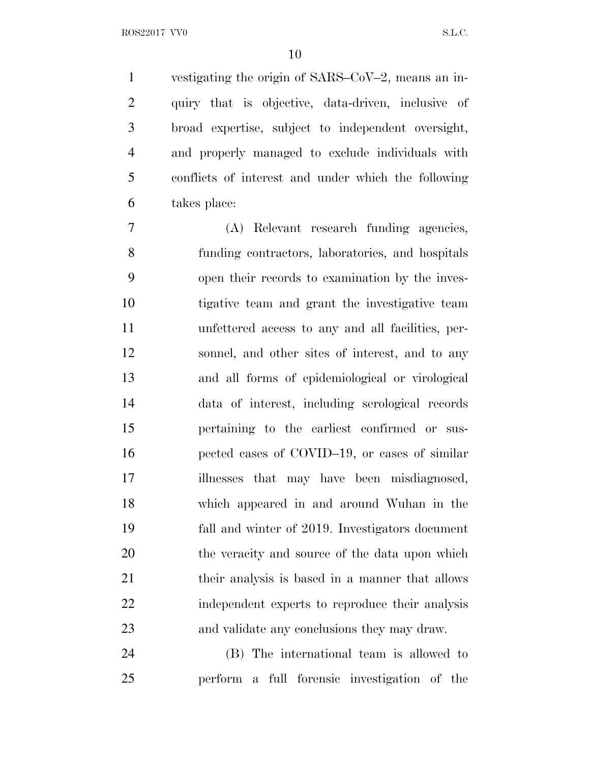vestigating the origin of SARS–CoV–2, means an inquiry that is objective, data-driven, inclusive of broad expertise, subject to independent oversight, and properly managed to exclude individuals with conflicts of interest and under which the following takes place:

(A) Relevant research funding agencies, funding contractors, laboratories, and hospitals open their records to examination by the investigative team and grant the investigative team unfettered access to any and all facilities, personnel, and other sites of interest, and to any and all forms of epidemiological or virological data of interest, including serological records pertaining to the earliest confirmed or suspected cases of COVID–19, or cases of similar illnesses that may have been misdiagnosed, which appeared in and around Wuhan in the fall and winter of 2019. Investigators document the veracity and source of the data upon which their analysis is based in a manner that allows independent experts to reproduce their analysis and validate any conclusions they may draw.

(B) The international team is allowed to perform a full forensic investigation of the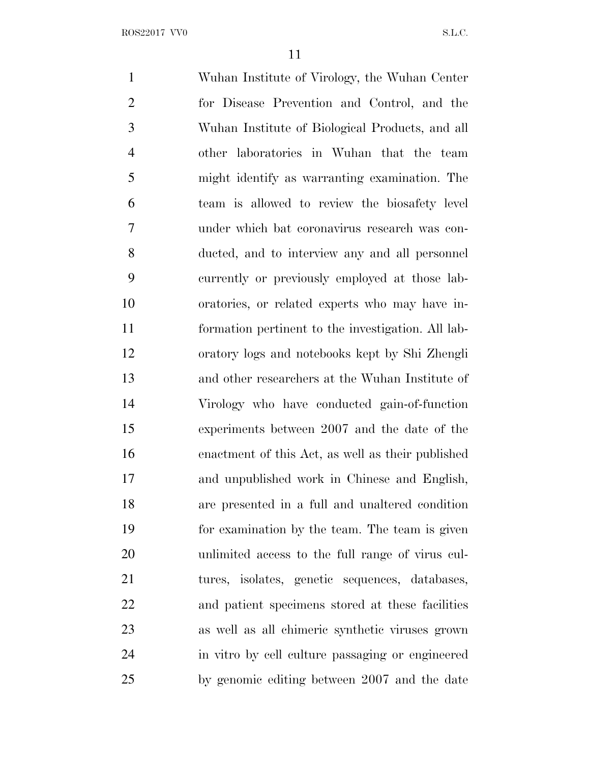Wuhan Institute of Virology, the Wuhan Center for Disease Prevention and Control, and the Wuhan Institute of Biological Products, and all other laboratories in Wuhan that the team might identify as warranting examination. The team is allowed to review the biosafety level under which bat coronavirus research was conducted, and to interview any and all personnel currently or previously employed at those laboratories, or related experts who may have information pertinent to the investigation. All laboratory logs and notebooks kept by Shi Zhengli and other researchers at the Wuhan Institute of Virology who have conducted gain-of-function experiments between 2007 and the date of the enactment of this Act, as well as their published and unpublished work in Chinese and English, are presented in a full and unaltered condition for examination by the team. The team is given unlimited access to the full range of virus cultures, isolates, genetic sequences, databases, and patient specimens stored at these facilities as well as all chimeric synthetic viruses grown in vitro by cell culture passaging or engineered by genomic editing between 2007 and the date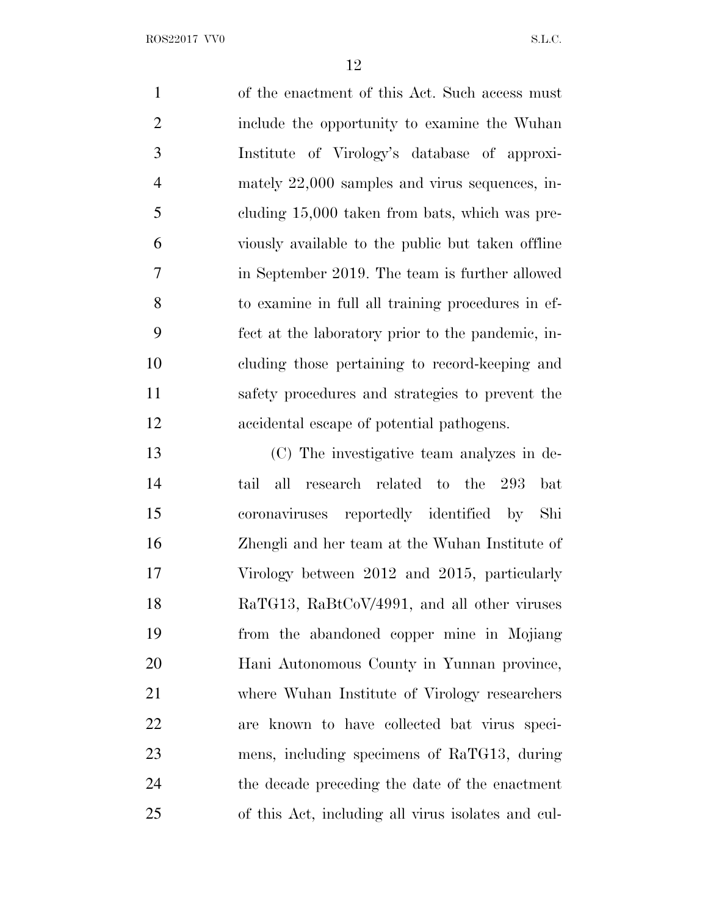of the enactment of this Act. Such access must include the opportunity to examine the Wuhan Institute of Virology's database of approximately 22,000 samples and virus sequences, including 15,000 taken from bats, which was previously available to the public but taken offline in September 2019. The team is further allowed to examine in full all training procedures in effect at the laboratory prior to the pandemic, including those pertaining to record-keeping and safety procedures and strategies to prevent the accidental escape of potential pathogens.

(C) The investigative team analyzes in detail all research related to the 293 bat coronaviruses reportedly identified by Shi Zhengli and her team at the Wuhan Institute of Virology between 2012 and 2015, particularly RaTG13, RaBtCoV/4991, and all other viruses from the abandoned copper mine in Mojiang Hani Autonomous County in Yunnan province, where Wuhan Institute of Virology researchers are known to have collected bat virus specimens, including specimens of RaTG13, during the decade preceding the date of the enactment of this Act, including all virus isolates and cul-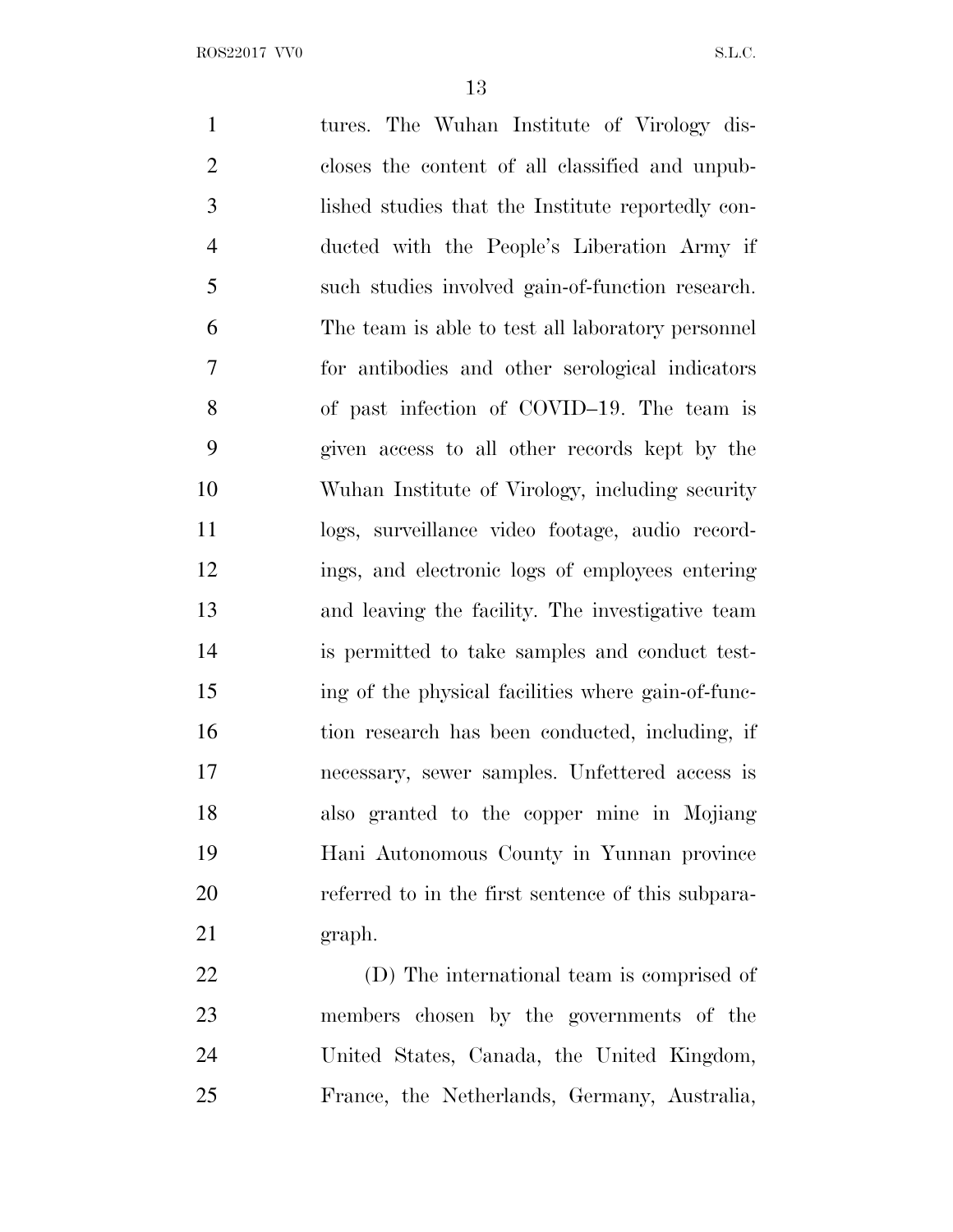tures. The Wuhan Institute of Virology discloses the content of all classified and unpublished studies that the Institute reportedly conducted with the People's Liberation Army if such studies involved gain-of-function research. The team is able to test all laboratory personnel for antibodies and other serological indicators of past infection of COVID–19. The team is given access to all other records kept by the Wuhan Institute of Virology, including security logs, surveillance video footage, audio recordings, and electronic logs of employees entering and leaving the facility. The investigative team is permitted to take samples and conduct testing of the physical facilities where gain-of-function research has been conducted, including, if necessary, sewer samples. Unfettered access is also granted to the copper mine in Mojiang Hani Autonomous County in Yunnan province referred to in the first sentence of this subparagraph.

(D) The international team is comprised of members chosen by the governments of the United States, Canada, the United Kingdom, France, the Netherlands, Germany, Australia,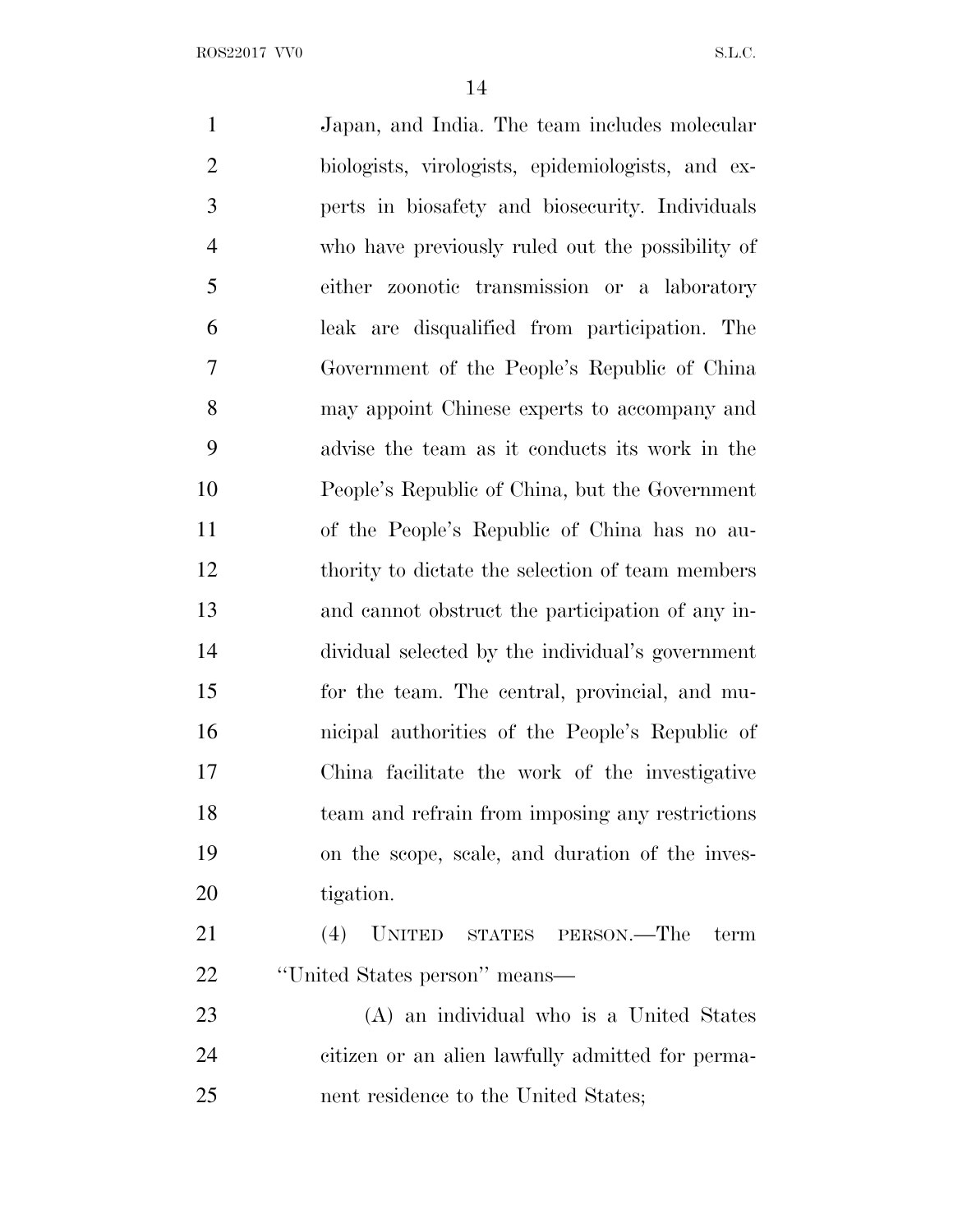Japan, and India. The team includes molecular biologists, virologists, epidemiologists, and experts in biosafety and biosecurity. Individuals who have previously ruled out the possibility of either zoonotic transmission or a laboratory leak are disqualified from participation. The Government of the People's Republic of China may appoint Chinese experts to accompany and advise the team as it conducts its work in the People's Republic of China, but the Government of the People's Republic of China has no authority to dictate the selection of team members and cannot obstruct the participation of any individual selected by the individual's government for the team. The central, provincial, and municipal authorities of the People's Republic of China facilitate the work of the investigative team and refrain from imposing any restrictions on the scope, scale, and duration of the investigation.

(4) UNITED STATES PERSON.—The term "United States person" means—

(A) an individual who is a United States citizen or an alien lawfully admitted for permanent residence to the United States;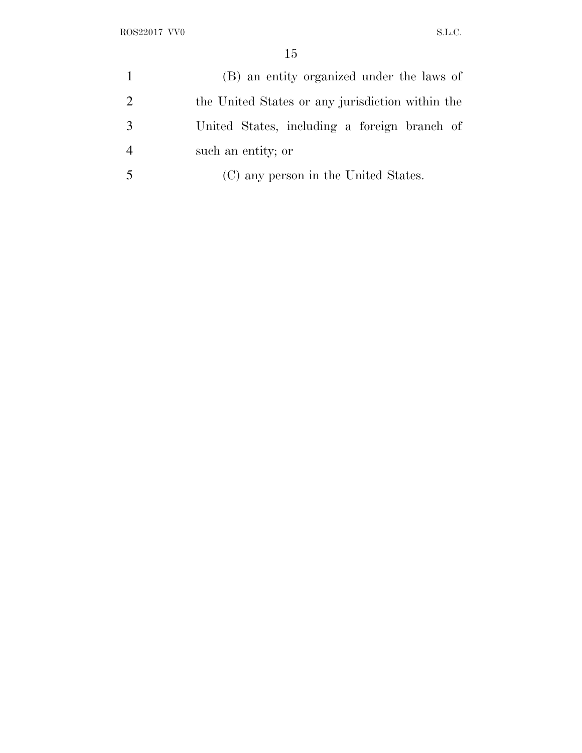(B) an entity organized under the laws of the United States or any jurisdiction within the United States, including a foreign branch of such an entity; or

(C) any person in the United States.